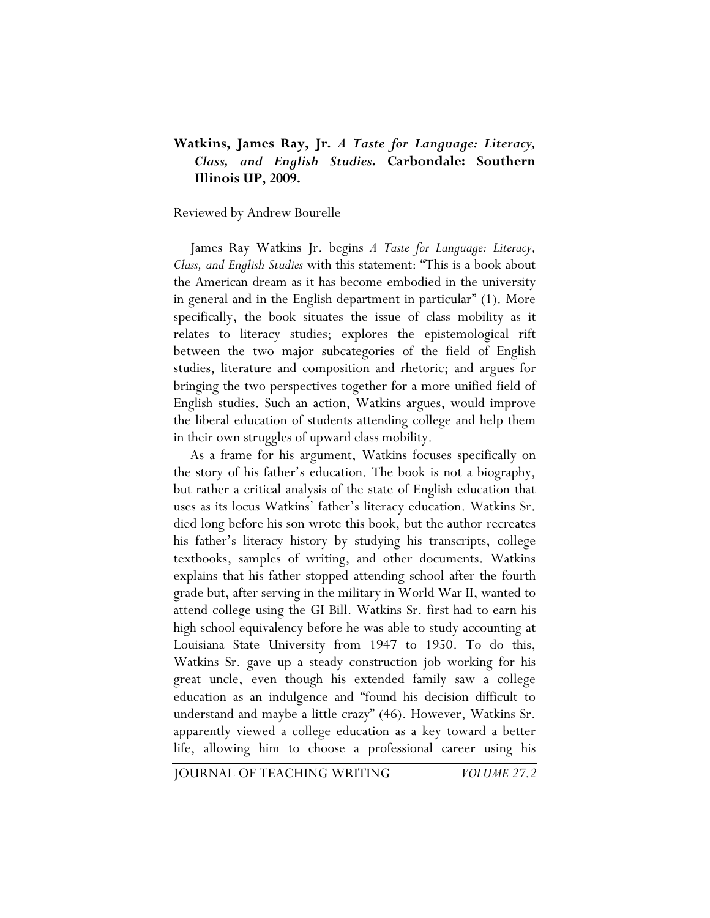**Watkins, James Ray, Jr.** ***A Taste for Language: Literacy, Class, and English Studies*****. Carbondale: Southern Illinois UP, 2009.**

Reviewed by Andrew Bourelle

James Ray Watkins Jr. begins *A Taste for Language: Literacy, Class, and English Studies* with this statement: "This is a book about the American dream as it has become embodied in the university in general and in the English department in particular" (1). More specifically, the book situates the issue of class mobility as it relates to literacy studies; explores the epistemological rift between the two major subcategories of the field of English studies, literature and composition and rhetoric; and argues for bringing the two perspectives together for a more unified field of English studies. Such an action, Watkins argues, would improve the liberal education of students attending college and help them in their own struggles of upward class mobility.

As a frame for his argument, Watkins focuses specifically on the story of his father's education. The book is not a biography, but rather a critical analysis of the state of English education that uses as its locus Watkins' father's literacy education. Watkins Sr. died long before his son wrote this book, but the author recreates his father's literacy history by studying his transcripts, college textbooks, samples of writing, and other documents. Watkins explains that his father stopped attending school after the fourth grade but, after serving in the military in World War II, wanted to attend college using the GI Bill. Watkins Sr. first had to earn his high school equivalency before he was able to study accounting at Louisiana State University from 1947 to 1950. To do this, Watkins Sr. gave up a steady construction job working for his great uncle, even though his extended family saw a college education as an indulgence and "found his decision difficult to understand and maybe a little crazy" (46). However, Watkins Sr. apparently viewed a college education as a key toward a better life, allowing him to choose a professional career using his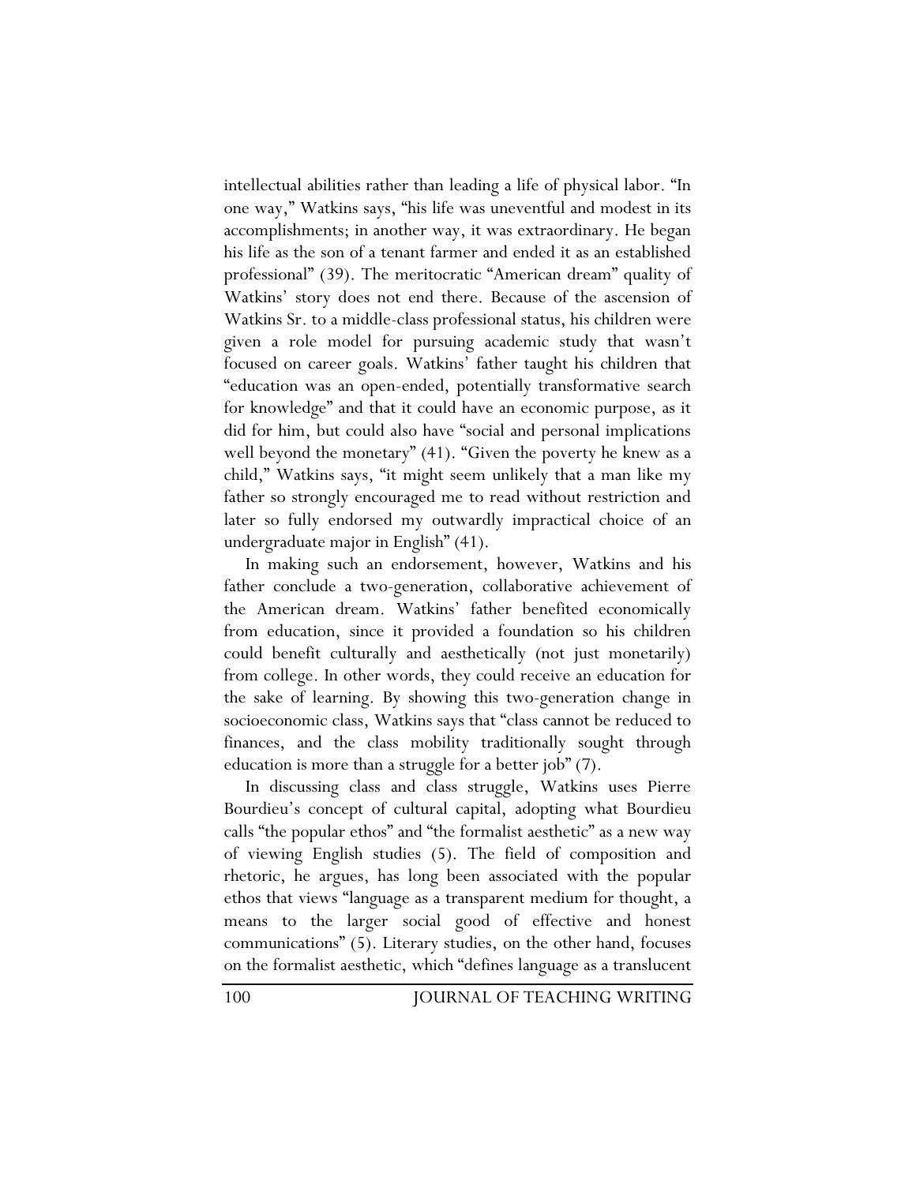intellectual abilities rather than leading a life of physical labor. "In one way," Watkins says, "his life was uneventful and modest in its accomplishments; in another way, it was extraordinary. He began his life as the son of a tenant farmer and ended it as an established professional" (39). The meritocratic "American dream" quality of Watkins' story does not end there. Because of the ascension of Watkins Sr. to a middle-class professional status, his children were given a role model for pursuing academic study that wasn't focused on career goals. Watkins' father taught his children that "education was an open-ended, potentially transformative search for knowledge" and that it could have an economic purpose, as it did for him, but could also have "social and personal implications well beyond the monetary" (41). "Given the poverty he knew as a child," Watkins says, "it might seem unlikely that a man like my father so strongly encouraged me to read without restriction and later so fully endorsed my outwardly impractical choice of an undergraduate major in English" (41).

In making such an endorsement, however, Watkins and his father conclude a two-generation, collaborative achievement of the American dream. Watkins' father benefited economically from education, since it provided a foundation so his children could benefit culturally and aesthetically (not just monetarily) from college. In other words, they could receive an education for the sake of learning. By showing this two-generation change in socioeconomic class, Watkins says that "class cannot be reduced to finances, and the class mobility traditionally sought through education is more than a struggle for a better job" (7).

In discussing class and class struggle, Watkins uses Pierre Bourdieu's concept of cultural capital, adopting what Bourdieu calls "the popular ethos" and "the formalist aesthetic" as a new way of viewing English studies (5). The field of composition and rhetoric, he argues, has long been associated with the popular ethos that views "language as a transparent medium for thought, a means to the larger social good of effective and honest communications" (5). Literary studies, on the other hand, focuses on the formalist aesthetic, which "defines language as a translucent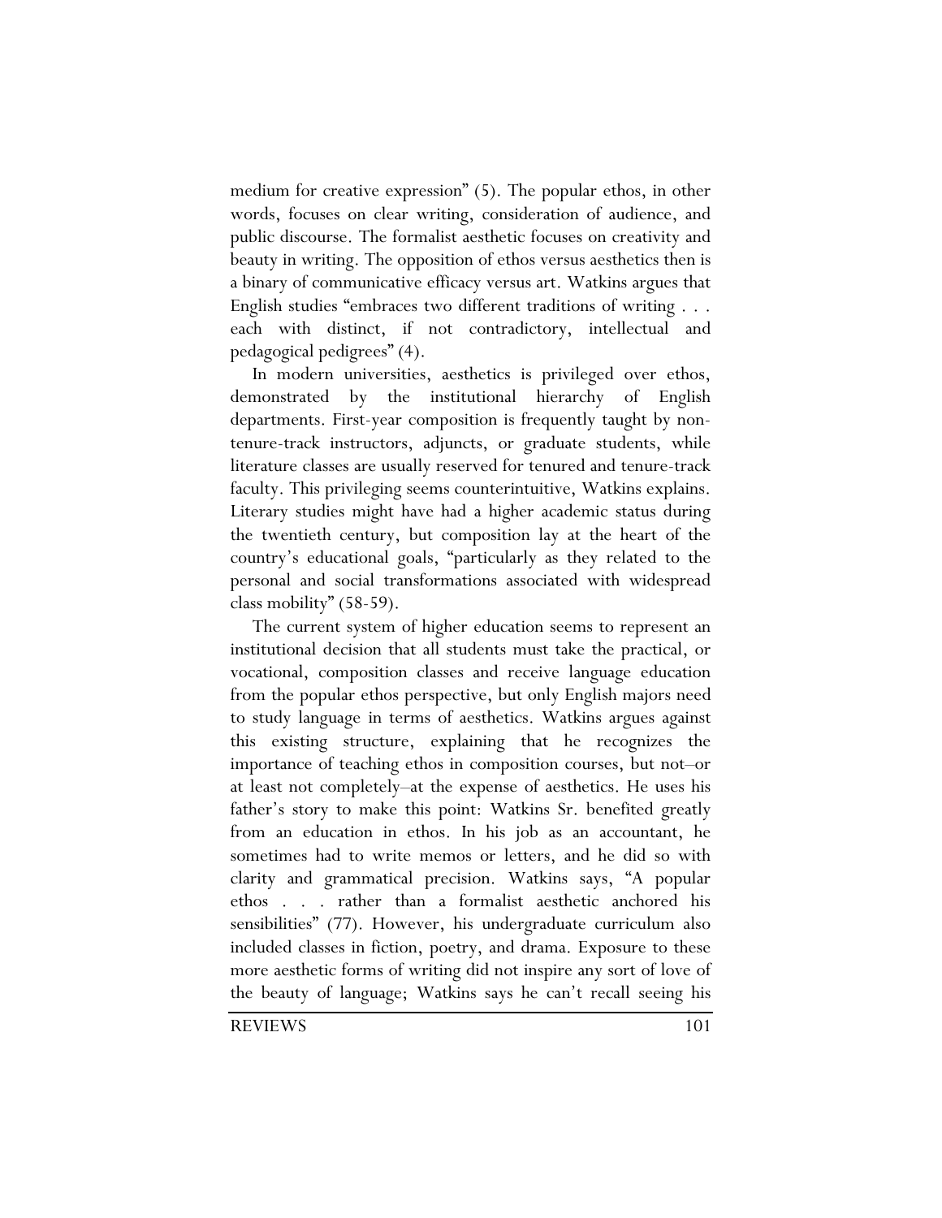medium for creative expression" (5). The popular ethos, in other words, focuses on clear writing, consideration of audience, and public discourse. The formalist aesthetic focuses on creativity and beauty in writing. The opposition of ethos versus aesthetics then is a binary of communicative efficacy versus art. Watkins argues that English studies "embraces two different traditions of writing . . . each with distinct, if not contradictory, intellectual and pedagogical pedigrees" (4).

In modern universities, aesthetics is privileged over ethos, demonstrated by the institutional hierarchy of English departments. First-year composition is frequently taught by non-tenure-track instructors, adjuncts, or graduate students, while literature classes are usually reserved for tenured and tenure-track faculty. This privileging seems counterintuitive, Watkins explains. Literary studies might have had a higher academic status during the twentieth century, but composition lay at the heart of the country's educational goals, "particularly as they related to the personal and social transformations associated with widespread class mobility" (58-59).

The current system of higher education seems to represent an institutional decision that all students must take the practical, or vocational, composition classes and receive language education from the popular ethos perspective, but only English majors need to study language in terms of aesthetics. Watkins argues against this existing structure, explaining that he recognizes the importance of teaching ethos in composition courses, but not–or at least not completely–at the expense of aesthetics. He uses his father's story to make this point: Watkins Sr. benefited greatly from an education in ethos. In his job as an accountant, he sometimes had to write memos or letters, and he did so with clarity and grammatical precision. Watkins says, "A popular ethos . . . rather than a formalist aesthetic anchored his sensibilities" (77). However, his undergraduate curriculum also included classes in fiction, poetry, and drama. Exposure to these more aesthetic forms of writing did not inspire any sort of love of the beauty of language; Watkins says he can't recall seeing his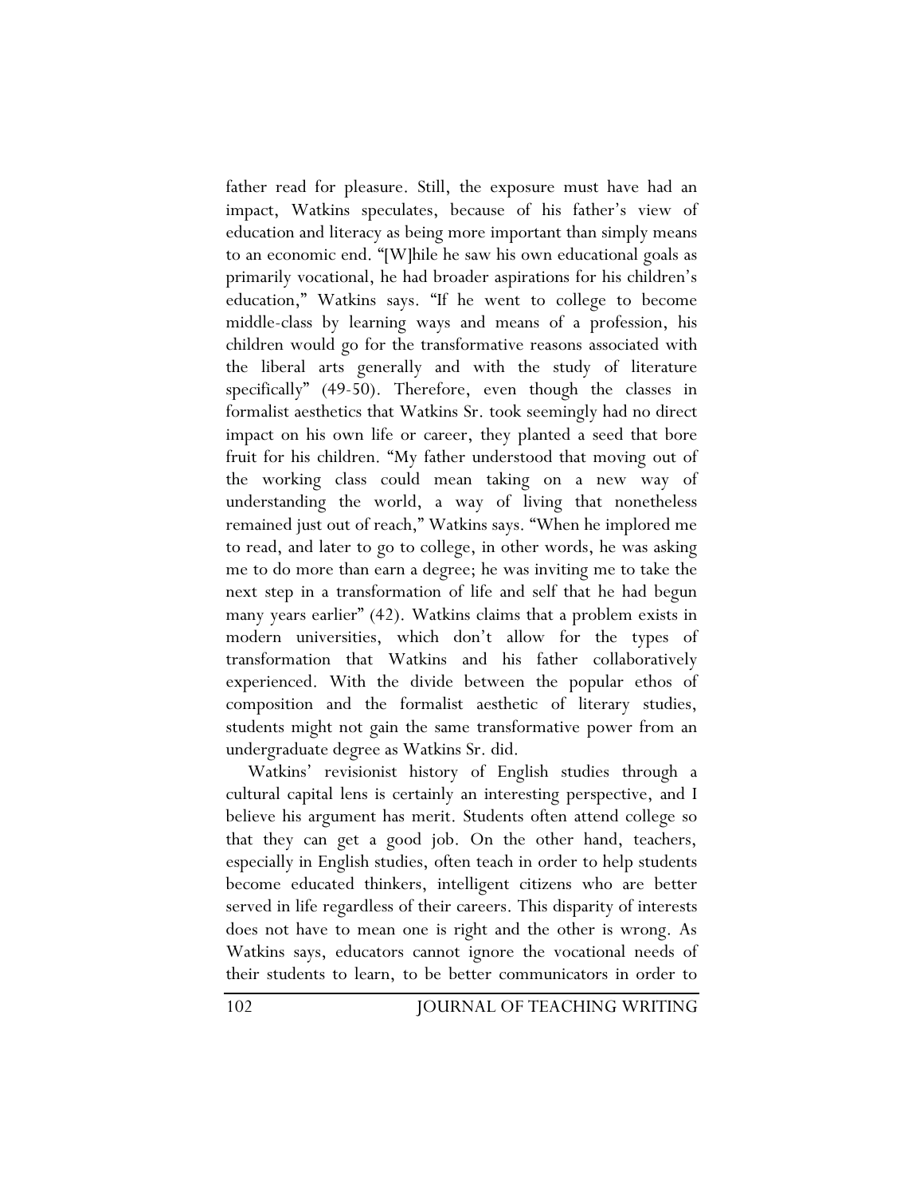father read for pleasure. Still, the exposure must have had an impact, Watkins speculates, because of his father's view of education and literacy as being more important than simply means to an economic end. "[W]hile he saw his own educational goals as primarily vocational, he had broader aspirations for his children's education," Watkins says. "If he went to college to become middle-class by learning ways and means of a profession, his children would go for the transformative reasons associated with the liberal arts generally and with the study of literature specifically" (49-50). Therefore, even though the classes in formalist aesthetics that Watkins Sr. took seemingly had no direct impact on his own life or career, they planted a seed that bore fruit for his children. "My father understood that moving out of the working class could mean taking on a new way of understanding the world, a way of living that nonetheless remained just out of reach," Watkins says. "When he implored me to read, and later to go to college, in other words, he was asking me to do more than earn a degree; he was inviting me to take the next step in a transformation of life and self that he had begun many years earlier" (42). Watkins claims that a problem exists in modern universities, which don't allow for the types of transformation that Watkins and his father collaboratively experienced. With the divide between the popular ethos of composition and the formalist aesthetic of literary studies, students might not gain the same transformative power from an undergraduate degree as Watkins Sr. did.

Watkins' revisionist history of English studies through a cultural capital lens is certainly an interesting perspective, and I believe his argument has merit. Students often attend college so that they can get a good job. On the other hand, teachers, especially in English studies, often teach in order to help students become educated thinkers, intelligent citizens who are better served in life regardless of their careers. This disparity of interests does not have to mean one is right and the other is wrong. As Watkins says, educators cannot ignore the vocational needs of their students to learn, to be better communicators in order to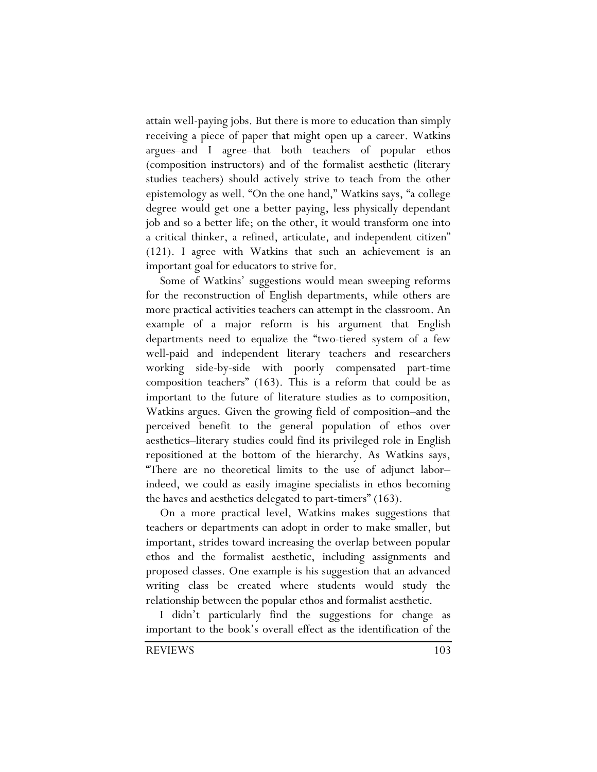attain well-paying jobs. But there is more to education than simply receiving a piece of paper that might open up a career. Watkins argues–and I agree–that both teachers of popular ethos (composition instructors) and of the formalist aesthetic (literary studies teachers) should actively strive to teach from the other epistemology as well. "On the one hand," Watkins says, "a college degree would get one a better paying, less physically dependant job and so a better life; on the other, it would transform one into a critical thinker, a refined, articulate, and independent citizen" (121). I agree with Watkins that such an achievement is an important goal for educators to strive for.

Some of Watkins' suggestions would mean sweeping reforms for the reconstruction of English departments, while others are more practical activities teachers can attempt in the classroom. An example of a major reform is his argument that English departments need to equalize the "two-tiered system of a few well-paid and independent literary teachers and researchers working side-by-side with poorly compensated part-time composition teachers" (163). This is a reform that could be as important to the future of literature studies as to composition, Watkins argues. Given the growing field of composition–and the perceived benefit to the general population of ethos over aesthetics–literary studies could find its privileged role in English repositioned at the bottom of the hierarchy. As Watkins says, "There are no theoretical limits to the use of adjunct labor–indeed, we could as easily imagine specialists in ethos becoming the haves and aesthetics delegated to part-timers" (163).

On a more practical level, Watkins makes suggestions that teachers or departments can adopt in order to make smaller, but important, strides toward increasing the overlap between popular ethos and the formalist aesthetic, including assignments and proposed classes. One example is his suggestion that an advanced writing class be created where students would study the relationship between the popular ethos and formalist aesthetic.

I didn't particularly find the suggestions for change as important to the book's overall effect as the identification of the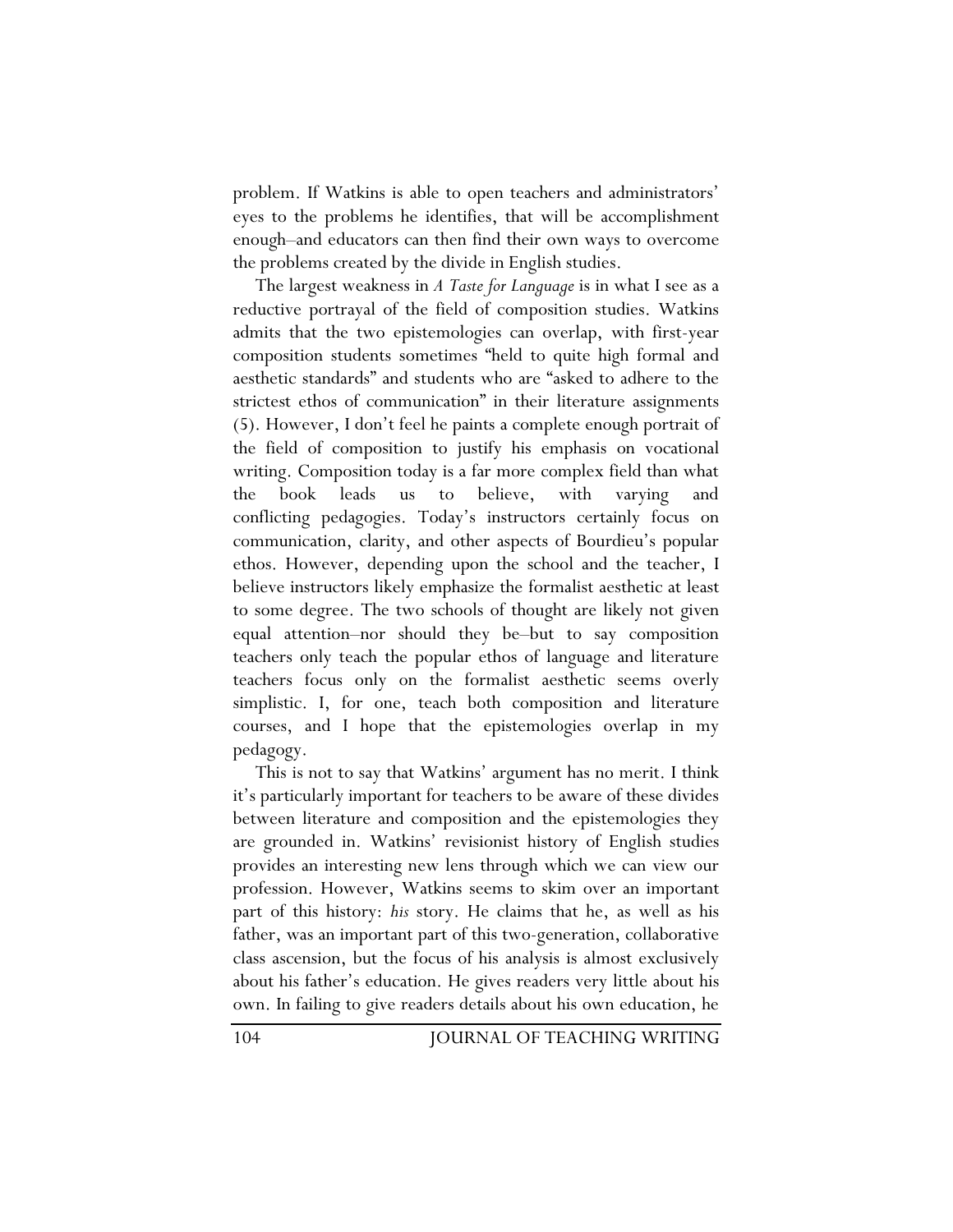problem. If Watkins is able to open teachers and administrators' eyes to the problems he identifies, that will be accomplishment enough–and educators can then find their own ways to overcome the problems created by the divide in English studies.

The largest weakness in *A Taste for Language* is in what I see as a reductive portrayal of the field of composition studies. Watkins admits that the two epistemologies can overlap, with first-year composition students sometimes "held to quite high formal and aesthetic standards" and students who are "asked to adhere to the strictest ethos of communication" in their literature assignments (5). However, I don't feel he paints a complete enough portrait of the field of composition to justify his emphasis on vocational writing. Composition today is a far more complex field than what the book leads us to believe, with varying and conflicting pedagogies. Today's instructors certainly focus on communication, clarity, and other aspects of Bourdieu's popular ethos. However, depending upon the school and the teacher, I believe instructors likely emphasize the formalist aesthetic at least to some degree. The two schools of thought are likely not given equal attention–nor should they be–but to say composition teachers only teach the popular ethos of language and literature teachers focus only on the formalist aesthetic seems overly simplistic. I, for one, teach both composition and literature courses, and I hope that the epistemologies overlap in my pedagogy.

This is not to say that Watkins' argument has no merit. I think it's particularly important for teachers to be aware of these divides between literature and composition and the epistemologies they are grounded in. Watkins' revisionist history of English studies provides an interesting new lens through which we can view our profession. However, Watkins seems to skim over an important part of this history: *his* story. He claims that he, as well as his father, was an important part of this two-generation, collaborative class ascension, but the focus of his analysis is almost exclusively about his father's education. He gives readers very little about his own. In failing to give readers details about his own education, he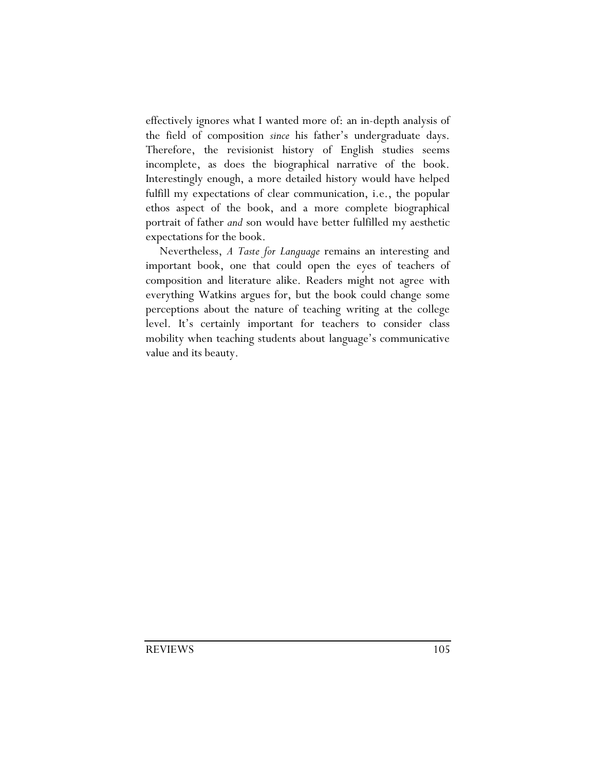effectively ignores what I wanted more of: an in-depth analysis of the field of composition *since* his father's undergraduate days. Therefore, the revisionist history of English studies seems incomplete, as does the biographical narrative of the book. Interestingly enough, a more detailed history would have helped fulfill my expectations of clear communication, i.e., the popular ethos aspect of the book, and a more complete biographical portrait of father *and* son would have better fulfilled my aesthetic expectations for the book.

Nevertheless, *A Taste for Language* remains an interesting and important book, one that could open the eyes of teachers of composition and literature alike. Readers might not agree with everything Watkins argues for, but the book could change some perceptions about the nature of teaching writing at the college level. It's certainly important for teachers to consider class mobility when teaching students about language's communicative value and its beauty.